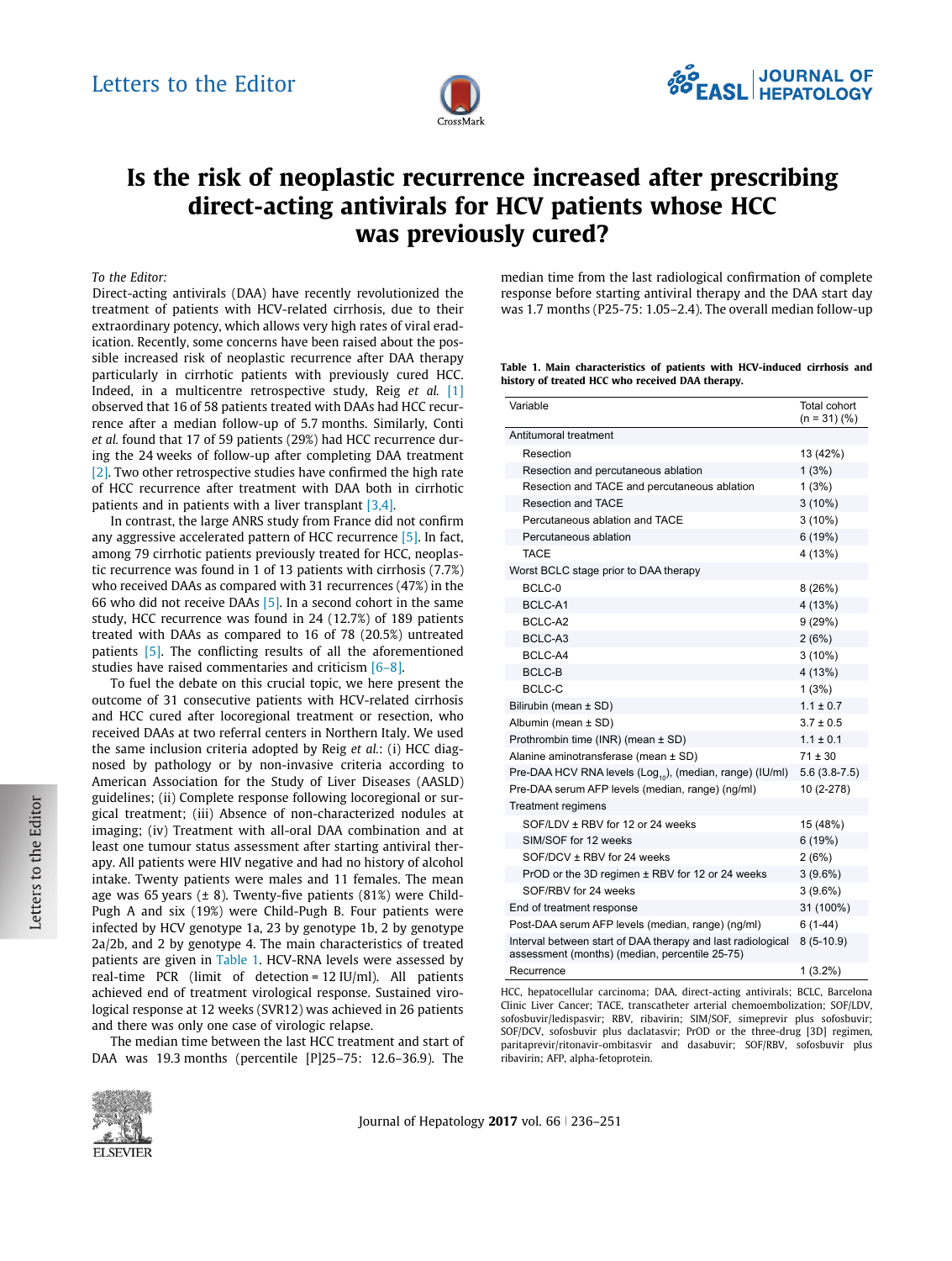Letters to the Editor

# Is the risk of neoplastic recurrence increased after prescribing direct-acting antivirals for HCV patients whose HCC was previously cured?

*To the Editor:*

Direct-acting antivirals (DAA) have recently revolutionized the treatment of patients with HCV-related cirrhosis, due to their extraordinary potency, which allows very high rates of viral eradication. Recently, some concerns have been raised about the possible increased risk of neoplastic recurrence after DAA therapy particularly in cirrhotic patients with previously cured HCC. Indeed, in a multicentre retrospective study, Reig *et al.* [1] observed that 16 of 58 patients treated with DAAs had HCC recurrence after a median follow-up of 5.7 months. Similarly, Conti *et al.* found that 17 of 59 patients (29%) had HCC recurrence during the 24 weeks of follow-up after completing DAA treatment [2]. Two other retrospective studies have confirmed the high rate of HCC recurrence after treatment with DAA both in cirrhotic patients and in patients with a liver transplant [3,4].

In contrast, the large ANRS study from France did not confirm any aggressive accelerated pattern of HCC recurrence [5]. In fact, among 79 cirrhotic patients previously treated for HCC, neoplastic recurrence was found in 1 of 13 patients with cirrhosis (7.7%) who received DAAs as compared with 31 recurrences (47%) in the 66 who did not receive DAAs [5]. In a second cohort in the same study, HCC recurrence was found in 24 (12.7%) of 189 patients treated with DAAs as compared to 16 of 78 (20.5%) untreated patients [5]. The conflicting results of all the aforementioned studies have raised commentaries and criticism [6–8].

To fuel the debate on this crucial topic, we here present the outcome of 31 consecutive patients with HCV-related cirrhosis and HCC cured after locoregional treatment or resection, who received DAAs at two referral centers in Northern Italy. We used the same inclusion criteria adopted by Reig *et al.*: (i) HCC diagnosed by pathology or by non-invasive criteria according to American Association for the Study of Liver Diseases (AASLD) guidelines; (ii) Complete response following locoregional or surgical treatment; (iii) Absence of non-characterized nodules at imaging; (iv) Treatment with all-oral DAA combination and at least one tumour status assessment after starting antiviral therapy. All patients were HIV negative and had no history of alcohol intake. Twenty patients were males and 11 females. The mean age was 65 years (± 8). Twenty-five patients (81%) were Child-Pugh A and six (19%) were Child-Pugh B. Four patients were infected by HCV genotype 1a, 23 by genotype 1b, 2 by genotype 2a/2b, and 2 by genotype 4. The main characteristics of treated patients are given in Table 1. HCV-RNA levels were assessed by real-time PCR (limit of detection = 12 IU/ml). All patients achieved end of treatment virological response. Sustained virological response at 12 weeks (SVR12) was achieved in 26 patients and there was only one case of virologic relapse.

The median time between the last HCC treatment and start of DAA was 19.3 months (percentile [P]25–75: 12.6–36.9). The median time from the last radiological confirmation of complete response before starting antiviral therapy and the DAA start day was 1.7 months (P25-75: 1.05–2.4). The overall median follow-up

**Table 1. Main characteristics of patients with HCV-induced cirrhosis and history of treated HCC who received DAA therapy.**

| Variable | Total cohort (n = 31) (%) |
|---|---|
| Antitumoral treatment | |
| Resection | 13 (42%) |
| Resection and percutaneous ablation | 1 (3%) |
| Resection and TACE and percutaneous ablation | 1 (3%) |
| Resection and TACE | 3 (10%) |
| Percutaneous ablation and TACE | 3 (10%) |
| Percutaneous ablation | 6 (19%) |
| TACE | 4 (13%) |
| Worst BCLC stage prior to DAA therapy | |
| BCLC-0 | 8 (26%) |
| BCLC-A1 | 4 (13%) |
| BCLC-A2 | 9 (29%) |
| BCLC-A3 | 2 (6%) |
| BCLC-A4 | 3 (10%) |
| BCLC-B | 4 (13%) |
| BCLC-C | 1 (3%) |
| Bilirubin (mean ± SD) | 1.1 ± 0.7 |
| Albumin (mean ± SD) | 3.7 ± 0.5 |
| Prothrombin time (INR) (mean ± SD) | 1.1 ± 0.1 |
| Alanine aminotransferase (mean ± SD) | 71 ± 30 |
| Pre-DAA HCV RNA levels ($Log_{10}$), (median, range) (IU/ml) | 5.6 (3.8-7.5) |
| Pre-DAA serum AFP levels (median, range) (ng/ml) | 10 (2-278) |
| Treatment regimens | |
| SOF/LDV ± RBV for 12 or 24 weeks | 15 (48%) |
| SIM/SOF for 12 weeks | 6 (19%) |
| SOF/DCV ± RBV for 24 weeks | 2 (6%) |
| PrOD or the 3D regimen ± RBV for 12 or 24 weeks | 3 (9.6%) |
| SOF/RBV for 24 weeks | 3 (9.6%) |
| End of treatment response | 31 (100%) |
| Post-DAA serum AFP levels (median, range) (ng/ml) | 6 (1-44) |
| Interval between start of DAA therapy and last radiological assessment (months) (median, percentile 25-75) | 8 (5-10.9) |
| Recurrence | 1 (3.2%) |

HCC, hepatocellular carcinoma; DAA, direct-acting antivirals; BCLC, Barcelona Clinic Liver Cancer; TACE, transcatheter arterial chemoembolization; SOF/LDV, sofosbuvir/ledispasvir; RBV, ribavirin; SIM/SOF, simeprevir plus sofosbuvir; SOF/DCV, sofosbuvir plus daclatasvir; PrOD or the three-drug [3D] regimen, paritaprevir/ritonavir-ombitasvir and dasabuvir; SOF/RBV, sofosbuvir plus ribavirin; AFP, alpha-fetoprotein.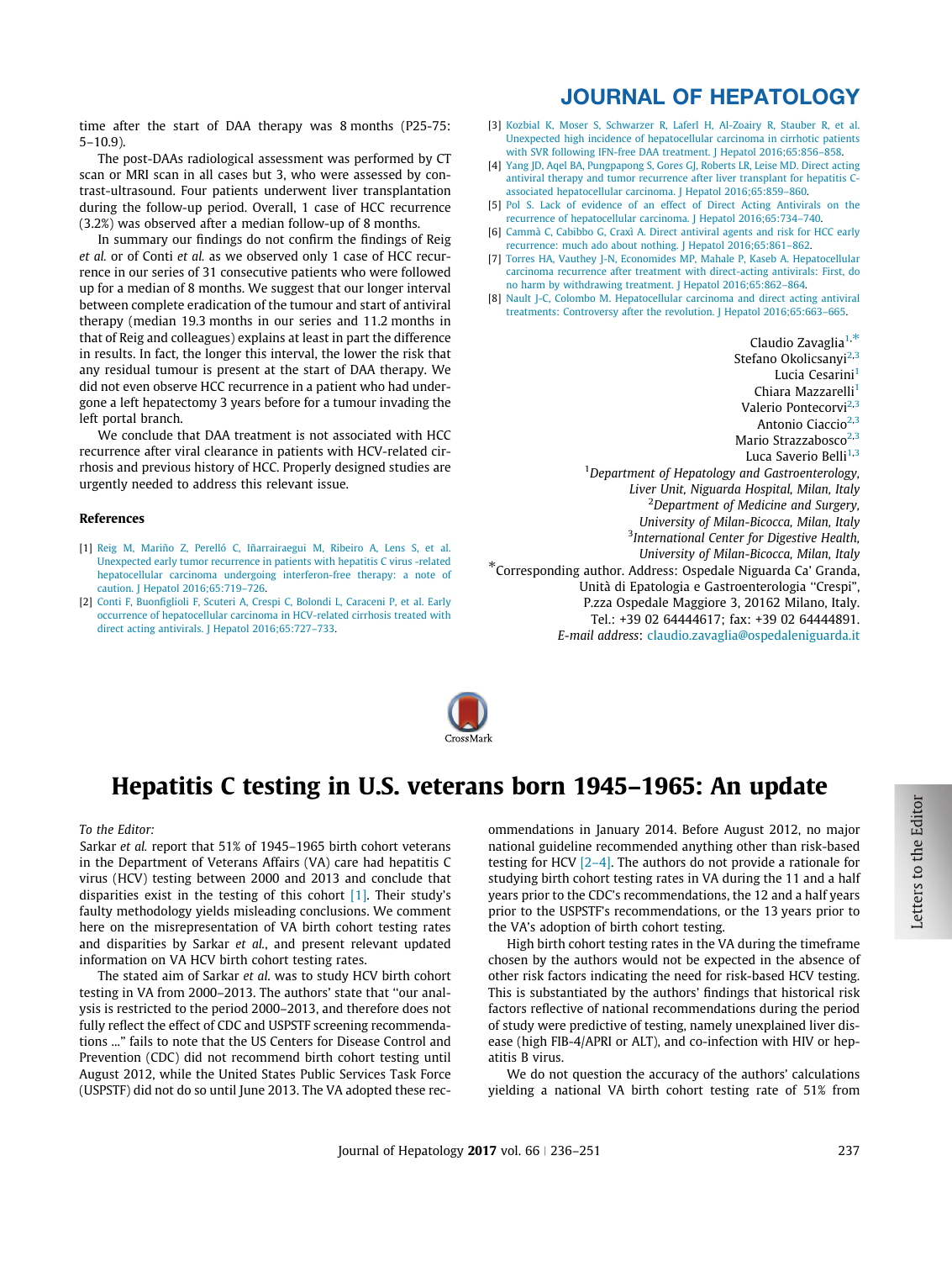time after the start of DAA therapy was 8 months (P25-75: 5–10.9).

The post-DAAs radiological assessment was performed by CT scan or MRI scan in all cases but 3, who were assessed by contrast-ultrasound. Four patients underwent liver transplantation during the follow-up period. Overall, 1 case of HCC recurrence (3.2%) was observed after a median follow-up of 8 months.

In summary our findings do not confirm the findings of Reig *et al.* or of Conti *et al.* as we observed only 1 case of HCC recurrence in our series of 31 consecutive patients who were followed up for a median of 8 months. We suggest that our longer interval between complete eradication of the tumour and start of antiviral therapy (median 19.3 months in our series and 11.2 months in that of Reig and colleagues) explains at least in part the difference in results. In fact, the longer this interval, the lower the risk that any residual tumour is present at the start of DAA therapy. We did not even observe HCC recurrence in a patient who had undergone a left hepatectomy 3 years before for a tumour invading the left portal branch.

We conclude that DAA treatment is not associated with HCC recurrence after viral clearance in patients with HCV-related cirrhosis and previous history of HCC. Properly designed studies are urgently needed to address this relevant issue.

### References

[1] Reig M, Mariño Z, Perelló C, Iñarrairaegui M, Ribeiro A, Lens S, et al. Unexpected early tumor recurrence in patients with hepatitis C virus -related hepatocellular carcinoma undergoing interferon-free therapy: a note of caution. J Hepatol 2016;65:719–726.

[2] Conti F, Buonfiglioli F, Scuteri A, Crespi C, Bolondi L, Caraceni P, et al. Early occurrence of hepatocellular carcinoma in HCV-related cirrhosis treated with direct acting antivirals. J Hepatol 2016;65:727–733.

[3] Kozbial K, Moser S, Schwarzer R, Laferl H, Al-Zoairy R, Stauber R, et al. Unexpected high incidence of hepatocellular carcinoma in cirrhotic patients with SVR following IFN-free DAA treatment. J Hepatol 2016;65:856–858.

[4] Yang JD, Aqel BA, Pungpapong S, Gores GJ, Roberts LR, Leise MD. Direct acting antiviral therapy and tumor recurrence after liver transplant for hepatitis C-associated hepatocellular carcinoma. J Hepatol 2016;65:859–860.

[5] Pol S. Lack of evidence of an effect of Direct Acting Antivirals on the recurrence of hepatocellular carcinoma. J Hepatol 2016;65:734–740.

[6] Cammà C, Cabibbo G, Craxì A. Direct antiviral agents and risk for HCC early recurrence: much ado about nothing. J Hepatol 2016;65:861–862.

[7] Torres HA, Vauthey J-N, Economides MP, Mahale P, Kaseb A. Hepatocellular carcinoma recurrence after treatment with direct-acting antivirals: First, do no harm by withdrawing treatment. J Hepatol 2016;65:862–864.

[8] Nault J-C, Colombo M. Hepatocellular carcinoma and direct acting antiviral treatments: Controversy after the revolution. J Hepatol 2016;65:663–665.

Claudio Zavaglia[1,*]
Stefano Okolicsanyi[2,3]
Lucia Cesarini[1]
Chiara Mazzarelli[1]
Valerio Pontecorvi[2,3]
Antonio Ciaccio[2,3]
Mario Strazzabosco[2,3]
Luca Saverio Belli[1,3]

[1] *Department of Hepatology and Gastroenterology, Liver Unit, Niguarda Hospital, Milan, Italy*

[2] *Department of Medicine and Surgery, University of Milan-Bicocca, Milan, Italy*

[3] *International Center for Digestive Health, University of Milan-Bicocca, Milan, Italy*

[*] *Corresponding author. Address: Ospedale Niguarda Ca' Granda, Unità di Epatologia e Gastroenterologia "Crespi", P.zza Ospedale Maggiore 3, 20162 Milano, Italy. Tel.: +39 02 64444617; fax: +39 02 64444891.*

*E-mail address:* claudio.zavaglia@ospedaleniguarda.it

# Hepatitis C testing in U.S. veterans born 1945–1965: An update

*To the Editor:*

Sarkar *et al.* report that 51% of 1945–1965 birth cohort veterans in the Department of Veterans Affairs (VA) care had hepatitis C virus (HCV) testing between 2000 and 2013 and conclude that disparities exist in the testing of this cohort [1]. Their study's faulty methodology yields misleading conclusions. We comment here on the misrepresentation of VA birth cohort testing rates and disparities by Sarkar *et al.*, and present relevant updated information on VA HCV birth cohort testing rates.

The stated aim of Sarkar *et al.* was to study HCV birth cohort testing in VA from 2000–2013. The authors' state that "our analysis is restricted to the period 2000–2013, and therefore does not fully reflect the effect of CDC and USPSTF screening recommendations ..." fails to note that the US Centers for Disease Control and Prevention (CDC) did not recommend birth cohort testing until August 2012, while the United States Public Services Task Force (USPSTF) did not do so until June 2013. The VA adopted these recommendations in January 2014. Before August 2012, no major national guideline recommended anything other than risk-based testing for HCV [2–4]. The authors do not provide a rationale for studying birth cohort testing rates in VA during the 11 and a half years prior to the CDC's recommendations, the 12 and a half years prior to the USPSTF's recommendations, or the 13 years prior to the VA's adoption of birth cohort testing.

High birth cohort testing rates in the VA during the timeframe chosen by the authors would not be expected in the absence of other risk factors indicating the need for risk-based HCV testing. This is substantiated by the authors' findings that historical risk factors reflective of national recommendations during the period of study were predictive of testing, namely unexplained liver disease (high FIB-4/APRI or ALT), and co-infection with HIV or hepatitis B virus.

We do not question the accuracy of the authors' calculations yielding a national VA birth cohort testing rate of 51% from